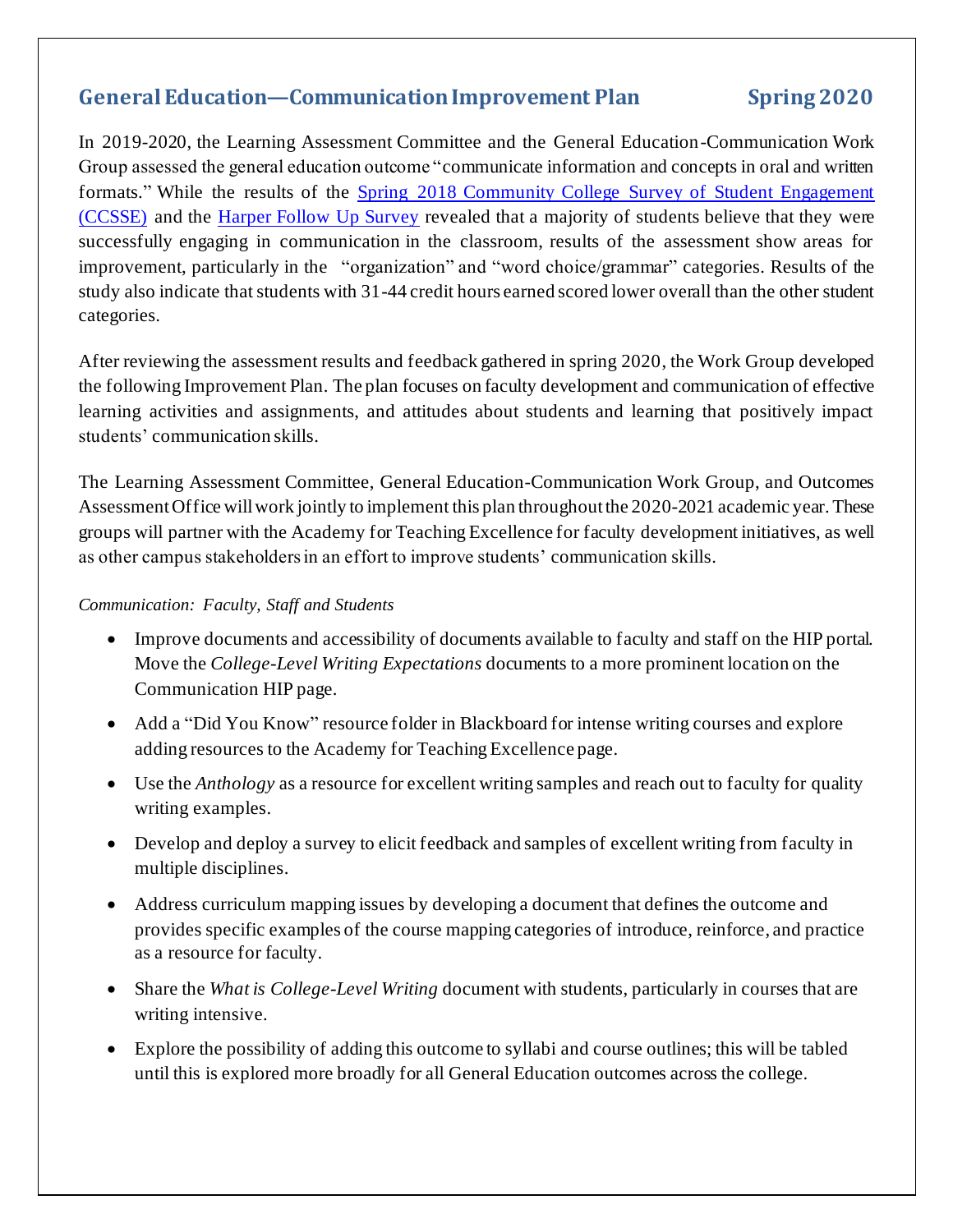## General Education—Communication Improvement Plan Spring 2020

In 2019-2020, the Learning Assessment Committee and the General Education-Communication Work Group assessed the general education outcome "communicate information and concepts in oral and written formats." While the results of the Spring 2018 Community College Survey of Student Engagement (CCSSE) and the Harper Follow Up Survey revealed that a majority of students believe that they were successfully engaging in communication in the classroom, results of the assessment show areas for improvement, particularly in the "organization" and "word choice/grammar" categories. Results of the study also indicate that students with 31-44 credit hours earned scored lower overall than the other student categories.

After reviewing the assessment results and feedback gathered in spring 2020, the Work Group developed the following Improvement Plan. The plan focuses on faculty development and communication of effective learning activities and assignments, and attitudes about students and learning that positively impact students' communication skills.

The Learning Assessment Committee, General Education-Communication Work Group, and Outcomes Assessment Office will work jointly to implement this plan throughout the 2020-2021 academic year. These groups will partner with the Academy for Teaching Excellence for faculty development initiatives, as well as other campus stakeholders in an effort to improve students' communication skills.

*Communication: Faculty, Staff and Students*

- Improve documents and accessibility of documents available to faculty and staff on the HIP portal. Move the *College-Level Writing Expectations* documents to a more prominent location on the Communication HIP page.
- Add a "Did You Know" resource folder in Blackboard for intense writing courses and explore adding resources to the Academy for Teaching Excellence page.
- Use the *Anthology* as a resource for excellent writing samples and reach out to faculty for quality writing examples.
- Develop and deploy a survey to elicit feedback and samples of excellent writing from faculty in multiple disciplines.
- Address curriculum mapping issues by developing a document that defines the outcome and provides specific examples of the course mapping categories of introduce, reinforce, and practice as a resource for faculty.
- Share the *What is College-Level Writing* document with students, particularly in courses that are writing intensive.
- Explore the possibility of adding this outcome to syllabi and course outlines; this will be tabled until this is explored more broadly for all General Education outcomes across the college.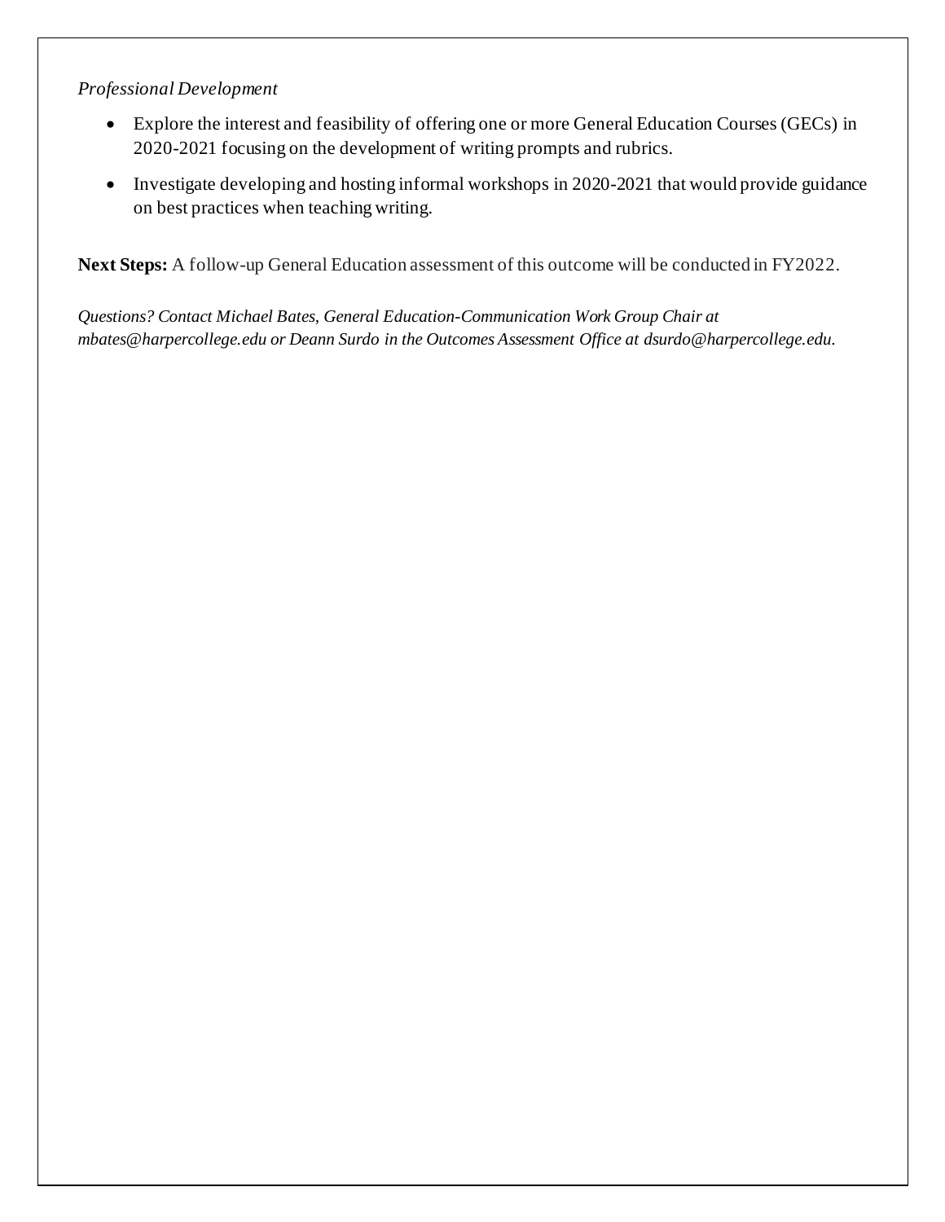*Professional Development*

- Explore the interest and feasibility of offering one or more General Education Courses (GECs) in 2020-2021 focusing on the development of writing prompts and rubrics.
- Investigate developing and hosting informal workshops in 2020-2021 that would provide guidance on best practices when teaching writing.

**Next Steps:** A follow-up General Education assessment of this outcome will be conducted in FY2022.

*Questions? Contact Michael Bates, General Education-Communication Work Group Chair at mbates@harpercollege.edu or Deann Surdo in the Outcomes Assessment Office at dsurdo@harpercollege.edu.*